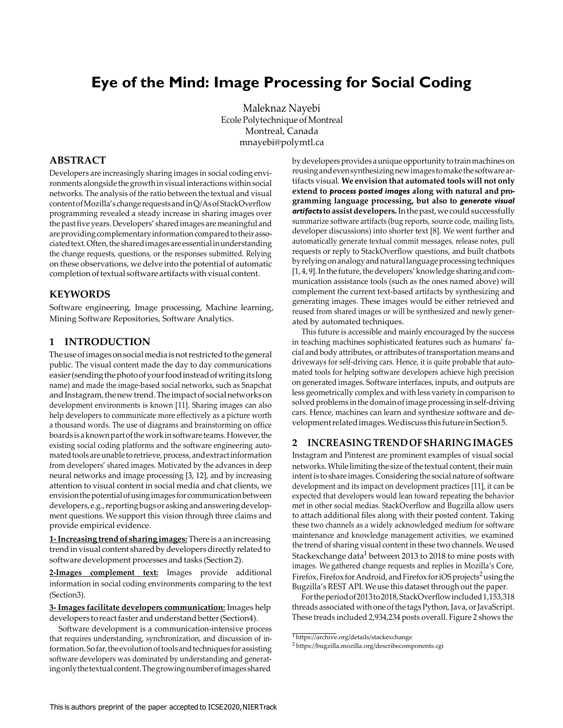# Eye of the Mind: Image Processing for Social Coding

Maleknaz Nayebi
Ecole Polytechnique of Montreal
Montreal, Canada
mnayebi@polymtl.ca

## ABSTRACT

Developers are increasingly sharing images in social coding environments alongside the growth in visual interactions within social networks. The analysis of the ratio between the textual and visual content of Mozilla's change requests and in Q/As of StackOverflow programming revealed a steady increase in sharing images over the past five years. Developers' shared images are meaningful and are providing complementary information compared to their associated text. Often, the shared images are essential in understanding the change requests, questions, or the responses submitted. Relying on these observations, we delve into the potential of automatic completion of textual software artifacts with visual content.

## KEYWORDS

Software engineering, Image processing, Machine learning, Mining Software Repositories, Software Analytics.

## 1 INTRODUCTION

The use of images on social media is not restricted to the general public. The visual content made the day to day communications easier (sending the photo of your food instead of writing its long name) and made the image-based social networks, such as Snapchat and Instagram, the new trend. The impact of social networks on development environments is known [11]. Sharing images can also help developers to communicate more effectively as a picture worth a thousand words. The use of diagrams and brainstorming on office boards is a known part of the work in software teams. However, the existing social coding platforms and the software engineering automated tools are unable to retrieve, process, and extract information from developers' shared images. Motivated by the advances in deep neural networks and image processing [3, 12], and by increasing attention to visual content in social media and chat clients, we envision the potential of using images for communication between developers, e.g., reporting bugs or asking and answering development questions. We support this vision through three claims and provide empirical evidence.

**1- Increasing trend of sharing images:** There is a an increasing trend in visual content shared by developers directly related to software development processes and tasks (Section 2).

**2-Images complement text:** Images provide additional information in social coding environments comparing to the text (Section3).

**3- Images facilitate developers communication:** Images help developers to react faster and understand better (Section4).

Software development is a communication-intensive process that requires understanding, synchronization, and discussion of information. So far, the evolution of tools and techniques for assisting software developers was dominated by understanding and generating only the textual content. The growing number of images shared by developers provides a unique opportunity to train machines on reusing and even synthesizing new images to make the software artifacts visual. **We envision that automated tools will not only extend to *process posted images* along with natural and programming language processing, but also to *generate visual artifacts* to assist developers.** In the past, we could successfully summarize software artifacts (bug reports, source code, mailing lists, developer discussions) into shorter text [8]. We went further and automatically generate textual commit messages, release notes, pull requests or reply to StackOverflow questions, and built chatbots by relying on analogy and natural language processing techniques [1, 4, 9]. In the future, the developers' knowledge sharing and communication assistance tools (such as the ones named above) will complement the current text-based artifacts by synthesizing and generating images. These images would be either retrieved and reused from shared images or will be synthesized and newly generated by automated techniques.

This future is accessible and mainly encouraged by the success in teaching machines sophisticated features such as humans' facial and body attributes, or attributes of transportation means and driveways for self-driving cars. Hence, it is quite probable that automated tools for helping software developers achieve high precision on generated images. Software interfaces, inputs, and outputs are less geometrically complex and with less variety in comparison to solved problems in the domain of image processing in self-driving cars. Hence, machines can learn and synthesize software and development related images. We discuss this future in Section 5.

## 2 INCREASING TREND OF SHARING IMAGES

Instagram and Pinterest are prominent examples of visual social networks. While limiting the size of the textual content, their main intent is to share images. Considering the social nature of software development and its impact on development practices [11], it can be expected that developers would lean toward repeating the behavior met in other social medias. StackOverflow and Bugzilla allow users to attach additional files along with their posted content. Taking these two channels as a widely acknowledged medium for software maintenance and knowledge management activities, we examined the trend of sharing visual content in these two channels. We used Stackexchange data[1] between 2013 to 2018 to mine posts with images. We gathered change requests and replies in Mozilla's Core, Firefox, Firefox for Android, and Firefox for iOS projects[2] using the Bugzilla's REST API. We use this dataset through out the paper.

For the period of 2013 to 2018, StackOverflow included 1,153,318 threads associated with one of the tags Python, Java, or JavaScript. These treads included 2,934,234 posts overall. Figure 2 shows the

[1] https://archive.org/details/stackexchange

[2] https://bugzilla.mozilla.org/describecomponents.cgi

This is authors preprint of the paper accepted to ICSE2020, NIER Track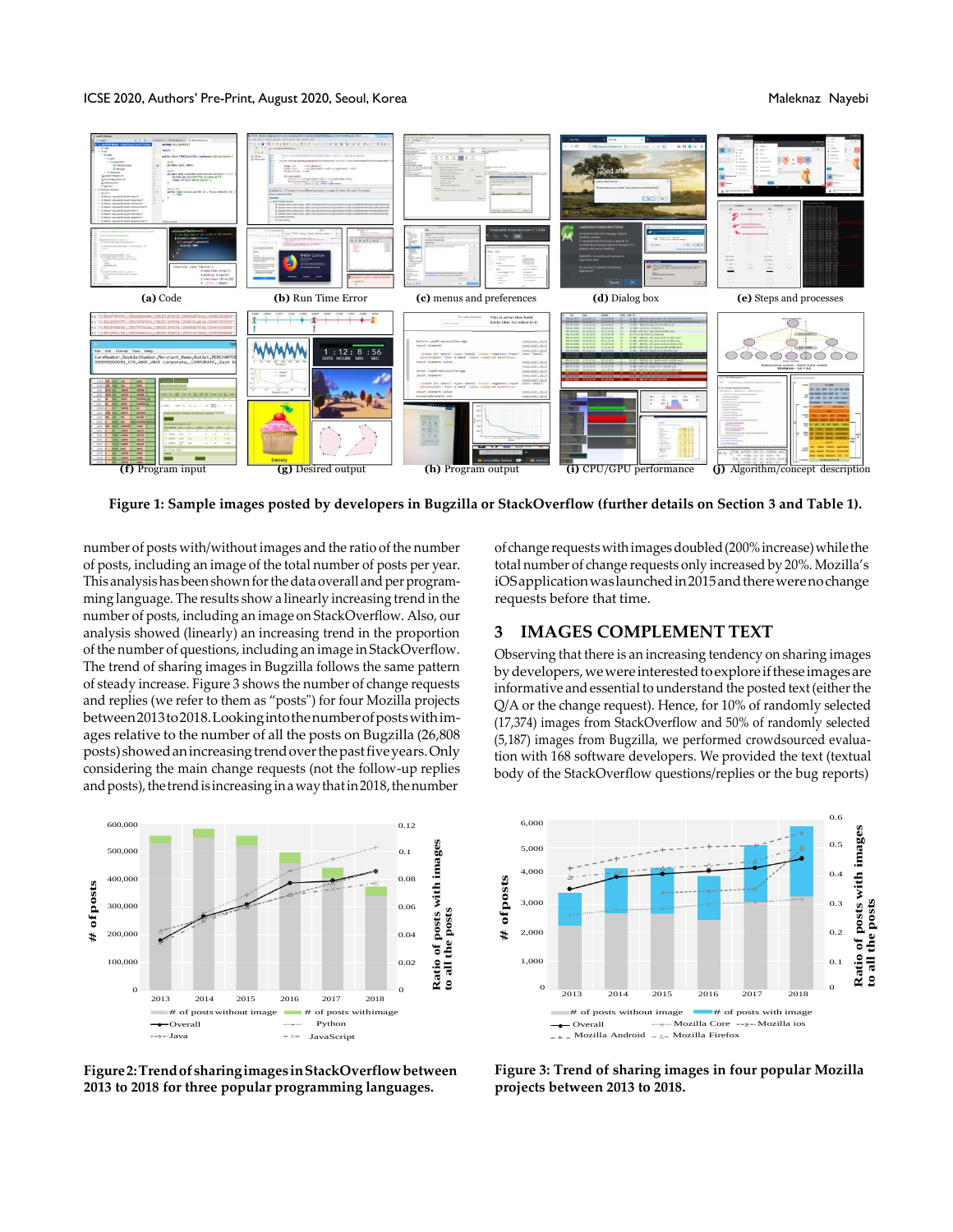**(a)** Code **(b)** Run Time Error **(c)** menus and preferences **(d)** Dialog box **(e)** Steps and processes

**(f)** Program input **(g)** Desired output **(h)** Program output **(i)** CPU/GPU performance **(j)** Algorithm/concept description

**Figure 1: Sample images posted by developers in Bugzilla or StackOverflow (further details on Section 3 and Table 1).**

number of posts with/without images and the ratio of the number of posts, including an image of the total number of posts per year. This analysis has been shown for the data overall and per programming language. The results show a linearly increasing trend in the number of posts, including an image on StackOverflow. Also, our analysis showed (linearly) an increasing trend in the proportion of the number of questions, including an image in StackOverflow. The trend of sharing images in Bugzilla follows the same pattern of steady increase. Figure 3 shows the number of change requests and replies (we refer to them as "posts") for four Mozilla projects between 2013 to 2018. Looking into the number of posts with images relative to the number of all the posts on Bugzilla (26,808 posts) showed an increasing trend over the past five years. Only considering the main change requests (not the follow-up replies and posts), the trend is increasing in a way that in 2018, the number of change requests with images doubled (200% increase) while the total number of change requests only increased by 20%. Mozilla's iOS application was launched in 2015 and there were no change requests before that time.

## 3 IMAGES COMPLEMENT TEXT

Observing that there is an increasing tendency on sharing images by developers, we were interested to explore if these images are informative and essential to understand the posted text (either the Q/A or the change request). Hence, for 10% of randomly selected (17,374) images from StackOverflow and 50% of randomly selected (5,187) images from Bugzilla, we performed crowdsourced evaluation with 168 software developers. We provided the text (textual body of the StackOverflow questions/replies or the bug reports)

**Figure 2: Trend of sharing images in StackOverflow between 2013 to 2018 for three popular programming languages.**

**Figure 3: Trend of sharing images in four popular Mozilla projects between 2013 to 2018.**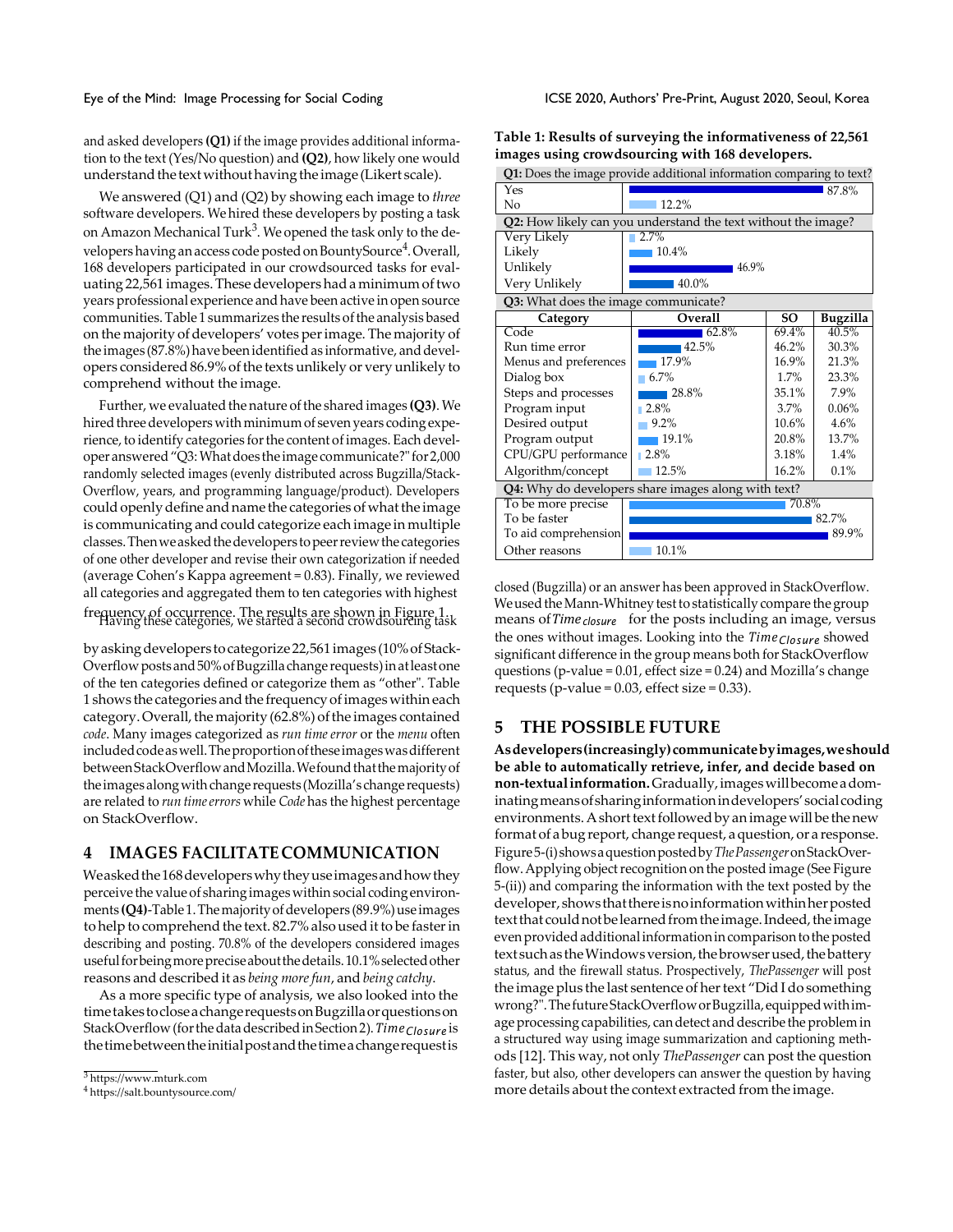and asked developers **(Q1)** if the image provides additional information to the text (Yes/No question) and **(Q2)**, how likely one would understand the text without having the image (Likert scale).

We answered (Q1) and (Q2) by showing each image to *three* software developers. We hired these developers by posting a task on Amazon Mechanical Turk[3]. We opened the task only to the developers having an access code posted on BountySource[4]. Overall, 168 developers participated in our crowdsourced tasks for evaluating 22,561 images. These developers had a minimum of two years professional experience and have been active in open source communities. Table 1 summarizes the results of the analysis based on the majority of developers' votes per image. The majority of the images (87.8%) have been identified as informative, and developers considered 86.9% of the texts unlikely or very unlikely to comprehend without the image.

Further, we evaluated the nature of the shared images **(Q3)**. We hired three developers with minimum of seven years coding experience, to identify categories for the content of images. Each developer answered "Q3: What does the image communicate?" for 2,000 randomly selected images (evenly distributed across Bugzilla/StackOverflow, years, and programming language/product). Developers could openly define and name the categories of what the image is communicating and could categorize each image in multiple classes. Then we asked the developers to peer review the categories of one other developer and revise their own categorization if needed (average Cohen's Kappa agreement = 0.83). Finally, we reviewed all categories and aggregated them to ten categories with highest frequency of occurrence. The results are shown in Figure 1. Having these categories, we started a second crowdsourcing task by asking developers to categorize 22,561 images (10% of StackOverflow posts and 50% of Bugzilla change requests) in at least one of the ten categories defined or categorize them as "other". Table 1 shows the categories and the frequency of images within each category. Overall, the majority (62.8%) of the images contained *code*. Many images categorized as *run time error* or the *menu* often included code as well. The proportion of these images was different between StackOverflow and Mozilla. We found that the majority of the images along with change requests (Mozilla's change requests) are related to *run time errors* while *Code* has the highest percentage on StackOverflow.

**Table 1: Results of surveying the informativeness of 22,561 images using crowdsourcing with 168 developers.**

| **Q1:** Does the image provide additional information comparing to text? | | | |
|---|---|---|---|
| Yes | 87.8% | | |
| No | 12.2% | | |
| **Q2:** How likely can you understand the text without the image? | | | |
| Very Likely | 2.7% | | |
| Likely | 10.4% | | |
| Unlikely | 46.9% | | |
| Very Unlikely | 40.0% | | |
| **Q3:** What does the image communicate? | | | |
| **Category** | **Overall** | **SO** | **Bugzilla** |
| Code | 62.8% | 69.4% | 40.5% |
| Run time error | 42.5% | 46.2% | 30.3% |
| Menus and preferences | 17.9% | 16.9% | 21.3% |
| Dialog box | 6.7% | 1.7% | 23.3% |
| Steps and processes | 28.8% | 35.1% | 7.9% |
| Program input | 2.8% | 3.7% | 0.06% |
| Desired output | 9.2% | 10.6% | 4.6% |
| Program output | 19.1% | 20.8% | 13.7% |
| CPU/GPU performance | 2.8% | 3.18% | 1.4% |
| Algorithm/concept | 12.5% | 16.2% | 0.1% |
| **Q4:** Why do developers share images along with text? | | | |
| To be more precise | 70.8% | | |
| To be faster | 82.7% | | |
| To aid comprehension | 89.9% | | |
| Other reasons | 10.1% | | |

## 4 IMAGES FACILITATE COMMUNICATION

We asked the 168 developers why they use images and how they perceive the value of sharing images within social coding environments **(Q4)**-Table 1. The majority of developers (89.9%) use images to help to comprehend the text. 82.7% also used it to be faster in describing and posting. 70.8% of the developers considered images useful for being more precise about the details. 10.1% selected other reasons and described it as *being more fun*, and *being catchy*.

As a more specific type of analysis, we also looked into the time takes to close a change requests on Bugzilla or questions on StackOverflow (for the data described in Section 2). $Time_{Closure}$ is the time between the initial post and the time a change request is closed (Bugzilla) or an answer has been approved in StackOverflow. We used the Mann-Whitney test to statistically compare the group means of $Time_{closure}$ for the posts including an image, versus the ones without images. Looking into the $Time_{Closure}$ showed significant difference in the group means both for StackOverflow questions (p-value = 0.01, effect size = 0.24) and Mozilla's change requests (p-value = 0.03, effect size = 0.33).

## 5 THE POSSIBLE FUTURE

**As developers (increasingly) communicate by images, we should be able to automatically retrieve, infer, and decide based on non-textual information.** Gradually, images will become a dominating means of sharing information in developers' social coding environments. A short text followed by an image will be the new format of a bug report, change request, a question, or a response. Figure 5-(i) shows a question posted by *ThePassenger* on StackOverflow. Applying object recognition on the posted image (See Figure 5-(ii)) and comparing the information with the text posted by the developer, shows that there is no information within her posted text that could not be learned from the image. Indeed, the image even provided additional information in comparison to the posted text such as the Windows version, the browser used, the battery status, and the firewall status. Prospectively, *ThePassenger* will post the image plus the last sentence of her text "Did I do something wrong?". The future StackOverflow or Bugzilla, equipped with image processing capabilities, can detect and describe the problem in a structured way using image summarization and captioning methods [12]. This way, not only *ThePassenger* can post the question faster, but also, other developers can answer the question by having more details about the context extracted from the image.

[3] https://www.mturk.com

[4] https://salt.bountysource.com/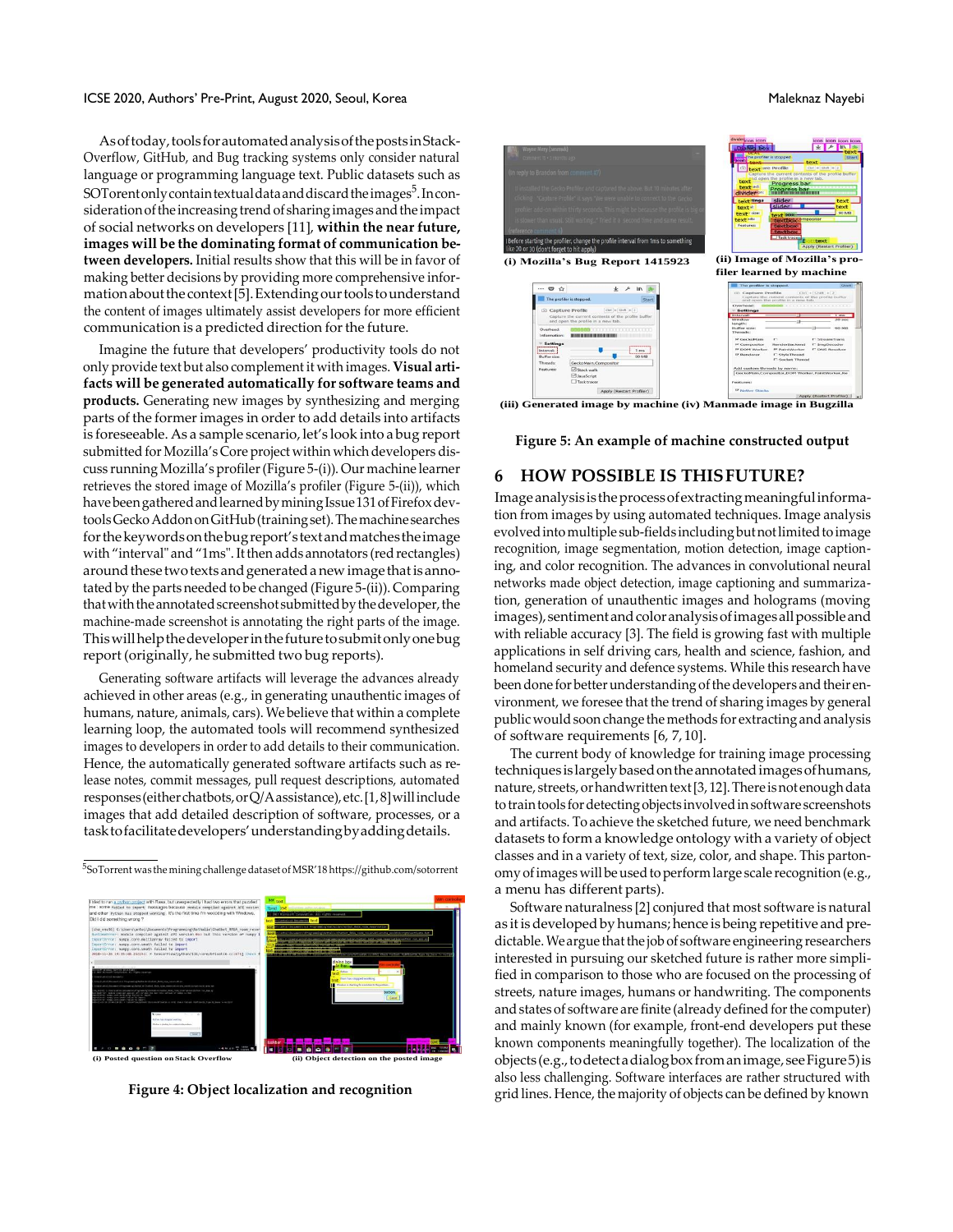As of today, tools for automated analysis of the posts in Stack-Overflow, GitHub, and Bug tracking systems only consider natural language or programming language text. Public datasets such as SOTorent only contain textual data and discard the images[5]. In consideration of the increasing trend of sharing images and the impact of social networks on developers [11], **within the near future, images will be the dominating format of communication between developers.** Initial results show that this will be in favor of making better decisions by providing more comprehensive information about the context [5]. Extending our tools to understand the content of images ultimately assist developers for more efficient communication is a predicted direction for the future.

Imagine the future that developers' productivity tools do not only provide text but also complement it with images. **Visual artifacts will be generated automatically for software teams and products.** Generating new images by synthesizing and merging parts of the former images in order to add details into artifacts is foreseeable. As a sample scenario, let's look into a bug report submitted for Mozilla's Core project within which developers discuss running Mozilla's profiler (Figure 5-(i)). Our machine learner retrieves the stored image of Mozilla's profiler (Figure 5-(ii)), which have been gathered and learned by mining Issue 131 of Firefox devtools Gecko Addon on GitHub (training set). The machine searches for the keywords on the bug report's text and matches the image with "interval" and "1ms". It then adds annotators (red rectangles) around these two texts and generated a new image that is annotated by the parts needed to be changed (Figure 5-(ii)). Comparing that with the annotated screenshot submitted by the developer, the machine-made screenshot is annotating the right parts of the image. This will help the developer in the future to submit only one bug report (originally, he submitted two bug reports).

Generating software artifacts will leverage the advances already achieved in other areas (e.g., in generating unauthentic images of humans, nature, animals, cars). We believe that within a complete learning loop, the automated tools will recommend synthesized images to developers in order to add details to their communication. Hence, the automatically generated software artifacts such as release notes, commit messages, pull request descriptions, automated responses (either chatbots, or Q/A assistance), etc. [1, 8] will include images that add detailed description of software, processes, or a task to facilitate developers' understanding by adding details.

[5] SoTorrent was the mining challenge dataset of MSR'18 https://github.com/sotorrent

(i) Posted question on Stack Overflow (ii) Object detection on the posted image

**Figure 4: Object localization and recognition**

(i) Mozilla's Bug Report 1415923 (ii) Image of Mozilla's profiler learned by machine

(iii) Generated image by machine (iv) Manmade image in Bugzilla

**Figure 5: An example of machine constructed output**

## 6 HOW POSSIBLE IS THIS FUTURE?

Image analysis is the process of extracting meaningful information from images by using automated techniques. Image analysis evolved into multiple sub-fields including but not limited to image recognition, image segmentation, motion detection, image captioning, and color recognition. The advances in convolutional neural networks made object detection, image captioning and summarization, generation of unauthentic images and holograms (moving images), sentiment and color analysis of images all possible and with reliable accuracy [3]. The field is growing fast with multiple applications in self driving cars, health and science, fashion, and homeland security and defence systems. While this research have been done for better understanding of the developers and their environment, we foresee that the trend of sharing images by general public would soon change the methods for extracting and analysis of software requirements [6, 7, 10].

The current body of knowledge for training image processing techniques is largely based on the annotated images of humans, nature, streets, or handwritten text [3, 12]. There is not enough data to train tools for detecting objects involved in software screenshots and artifacts. To achieve the sketched future, we need benchmark datasets to form a knowledge ontology with a variety of object classes and in a variety of text, size, color, and shape. This partonomy of images will be used to perform large scale recognition (e.g., a menu has different parts).

Software naturalness [2] conjured that most software is natural as it is developed by humans; hence is being repetitive and predictable. We argue that the job of software engineering researchers interested in pursuing our sketched future is rather more simplified in comparison to those who are focused on the processing of streets, nature images, humans or handwriting. The components and states of software are finite (already defined for the computer) and mainly known (for example, front-end developers put these known components meaningfully together). The localization of the objects (e.g., to detect a dialog box from an image, see Figure 5) is also less challenging. Software interfaces are rather structured with grid lines. Hence, the majority of objects can be defined by known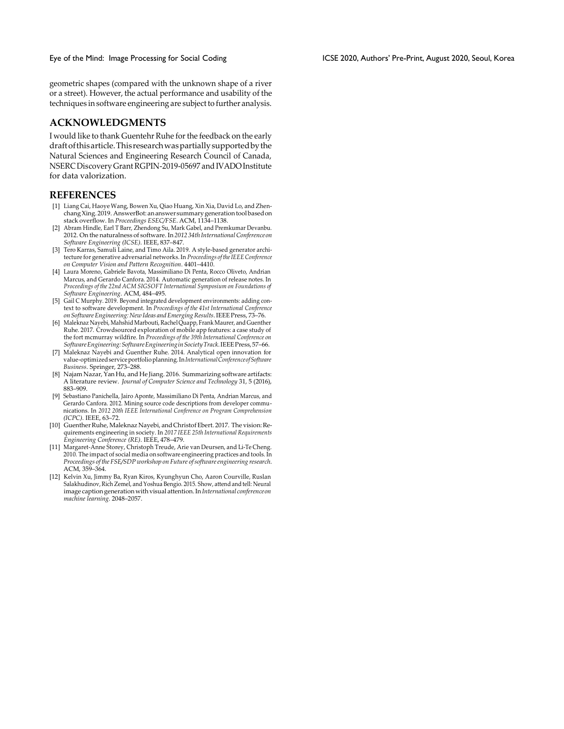geometric shapes (compared with the unknown shape of a river or a street). However, the actual performance and usability of the techniques in software engineering are subject to further analysis.

## ACKNOWLEDGMENTS

I would like to thank Guentehr Ruhe for the feedback on the early draft of this article. This research was partially supported by the Natural Sciences and Engineering Research Council of Canada, NSERC Discovery Grant RGPIN-2019-05697 and IVADO Institute for data valorization.

## REFERENCES

[1] Liang Cai, Haoye Wang, Bowen Xu, Qiao Huang, Xin Xia, David Lo, and Zhenchang Xing. 2019. AnswerBot: an answer summary generation tool based on stack overflow. In *Proceedings ESEC/FSE*. ACM, 1134–1138.

[2] Abram Hindle, Earl T Barr, Zhendong Su, Mark Gabel, and Premkumar Devanbu. 2012. On the naturalness of software. In *2012 34th International Conference on Software Engineering (ICSE)*. IEEE, 837–847.

[3] Tero Karras, Samuli Laine, and Timo Aila. 2019. A style-based generator architecture for generative adversarial networks. In *Proceedings of the IEEE Conference on Computer Vision and Pattern Recognition*. 4401–4410.

[4] Laura Moreno, Gabriele Bavota, Massimiliano Di Penta, Rocco Oliveto, Andrian Marcus, and Gerardo Canfora. 2014. Automatic generation of release notes. In *Proceedings of the 22nd ACM SIGSOFT International Symposium on Foundations of Software Engineering*. ACM, 484–495.

[5] Gail C Murphy. 2019. Beyond integrated development environments: adding context to software development. In *Proceedings of the 41st International Conference on Software Engineering: New Ideas and Emerging Results*. IEEE Press, 73–76.

[6] Maleknaz Nayebi, Mahshid Marbouti, Rachel Quapp, Frank Maurer, and Guenther Ruhe. 2017. Crowdsourced exploration of mobile app features: a case study of the fort mcmurray wildfire. In *Proceedings of the 39th International Conference on Software Engineering: Software Engineering in Society Track*. IEEE Press, 57–66.

[7] Maleknaz Nayebi and Guenther Ruhe. 2014. Analytical open innovation for value-optimized service portfolio planning. In *International Conference of Software Business*. Springer, 273–288.

[8] Najam Nazar, Yan Hu, and He Jiang. 2016. Summarizing software artifacts: A literature review. *Journal of Computer Science and Technology* 31, 5 (2016), 883–909.

[9] Sebastiano Panichella, Jairo Aponte, Massimiliano Di Penta, Andrian Marcus, and Gerardo Canfora. 2012. Mining source code descriptions from developer communications. In *2012 20th IEEE International Conference on Program Comprehension (ICPC)*. IEEE, 63–72.

[10] Guenther Ruhe, Maleknaz Nayebi, and Christof Ebert. 2017. The vision: Requirements engineering in society. In *2017 IEEE 25th International Requirements Engineering Conference (RE)*. IEEE, 478–479.

[11] Margaret-Anne Storey, Christoph Treude, Arie van Deursen, and Li-Te Cheng. 2010. The impact of social media on software engineering practices and tools. In *Proceedings of the FSE/SDP workshop on Future of software engineering research*. ACM, 359–364.

[12] Kelvin Xu, Jimmy Ba, Ryan Kiros, Kyunghyun Cho, Aaron Courville, Ruslan Salakhudinov, Rich Zemel, and Yoshua Bengio. 2015. Show, attend and tell: Neural image caption generation with visual attention. In *International conference on machine learning*. 2048–2057.